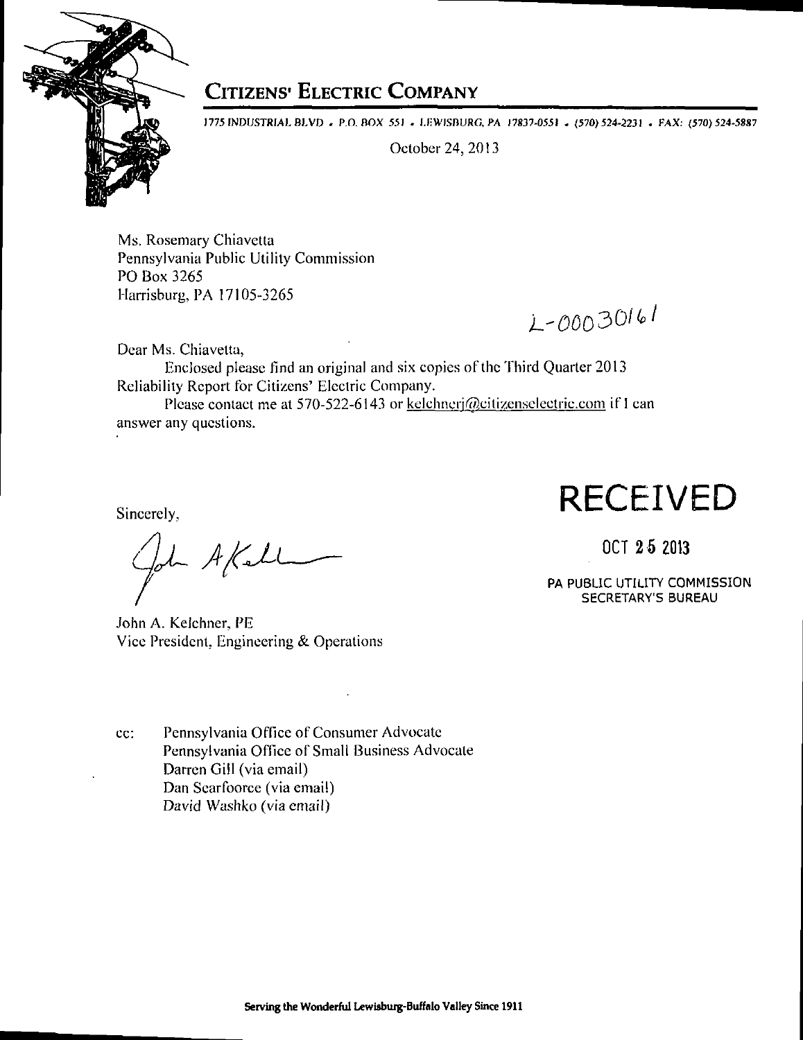# Citizens' Electric Company

1775 INDUSTRIAL BLVD • P.O. BOX 551 • LEWISBURG, PA 17837-0551 • (570) 524-2231 • FAX: (570) 524-5887

October 24, 2013

Ms. Rosemary Chiavetta
Pennsylvania Public Utility Commission
PO Box 3265
Harrisburg, PA 17105-3265

L-00030161

Dear Ms. Chiavetta,

Enclosed please find an original and six copies of the Third Quarter 2013 Reliability Report for Citizens' Electric Company.

Please contact me at 570-522-6143 or kelchnerj@citizenselectric.com if I can answer any questions.

Sincerely,

**RECEIVED**

OCT 25 2013

PA PUBLIC UTILITY COMMISSION
SECRETARY'S BUREAU

John A. Kelchner, PE
Vice President, Engineering & Operations

cc: Pennsylvania Office of Consumer Advocate
Pennsylvania Office of Small Business Advocate
Darren Gill (via email)
Dan Searfoorce (via email)
David Washko (via email)

**Serving the Wonderful Lewisburg-Buffalo Valley Since 1911**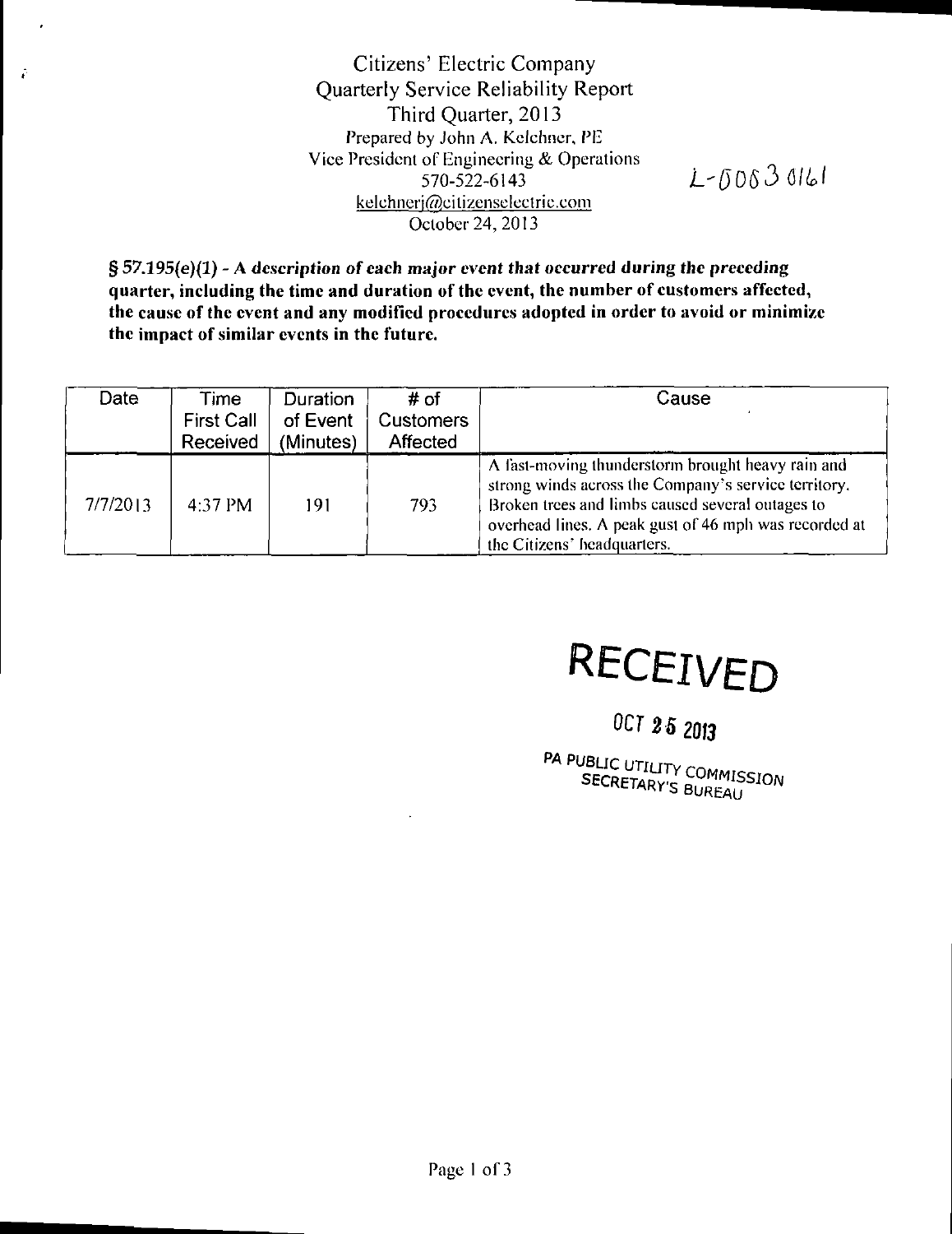Citizens' Electric Company
Quarterly Service Reliability Report
Third Quarter, 2013
Prepared by John A. Kelchner, PE
Vice President of Engineering & Operations
570-522-6143
kelchnerj@citizenselectric.com
October 24, 2013

L-00030161

**§ 57.195(e)(1) - *A description of each major event that occurred during the preceding quarter, including the time and duration of the event, the number of customers affected, the cause of the event and any modified procedures adopted in order to avoid or minimize the impact of similar events in the future.***

| Date | Time First Call Received | Duration of Event (Minutes) | # of Customers Affected | Cause |
|---|---|---|---|---|
| 7/7/2013 | 4:37 PM | 191 | 793 | A fast-moving thunderstorm brought heavy rain and strong winds across the Company's service territory. Broken trees and limbs caused several outages to overhead lines. A peak gust of 46 mph was recorded at the Citizens' headquarters. |

RECEIVED

OCT 25 2013

PA PUBLIC UTILITY COMMISSION
SECRETARY'S BUREAU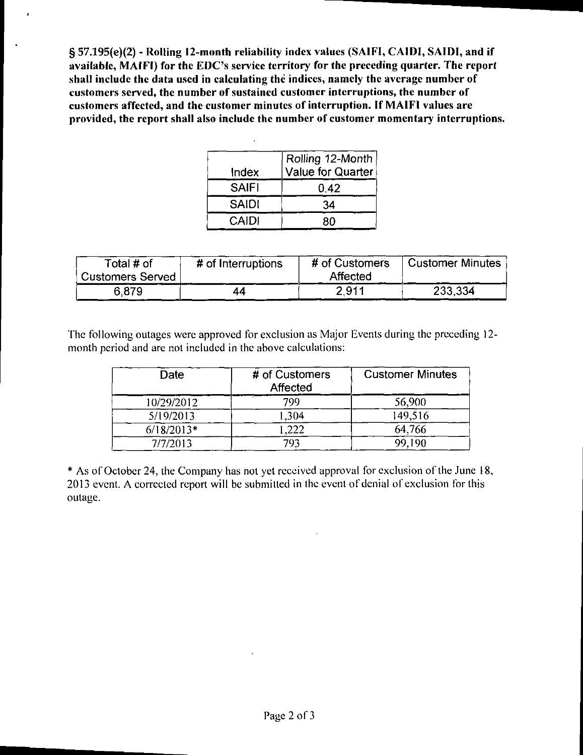**§ 57.195(e)(2) - Rolling 12-month reliability index values (SAIFI, CAIDI, SAIDI, and if available, MAIFI) for the EDC's service territory for the preceding quarter. The report shall include the data used in calculating the indices, namely the average number of customers served, the number of sustained customer interruptions, the number of customers affected, and the customer minutes of interruption. If MAIFI values are provided, the report shall also include the number of customer momentary interruptions.**

| Index | Rolling 12-Month Value for Quarter |
|---|---|
| SAIFI | 0.42 |
| SAIDI | 34 |
| CAIDI | 80 |

| Total # of Customers Served | # of Interruptions | # of Customers Affected | Customer Minutes |
|---|---|---|---|
| 6,879 | 44 | 2,911 | 233,334 |

The following outages were approved for exclusion as Major Events during the preceding 12-month period and are not included in the above calculations:

| Date | # of Customers Affected | Customer Minutes |
|---|---|---|
| 10/29/2012 | 799 | 56,900 |
| 5/19/2013 | 1,304 | 149,516 |
| 6/18/2013* | 1,222 | 64,766 |
| 7/7/2013 | 793 | 99,190 |

* As of October 24, the Company has not yet received approval for exclusion of the June 18, 2013 event. A corrected report will be submitted in the event of denial of exclusion for this outage.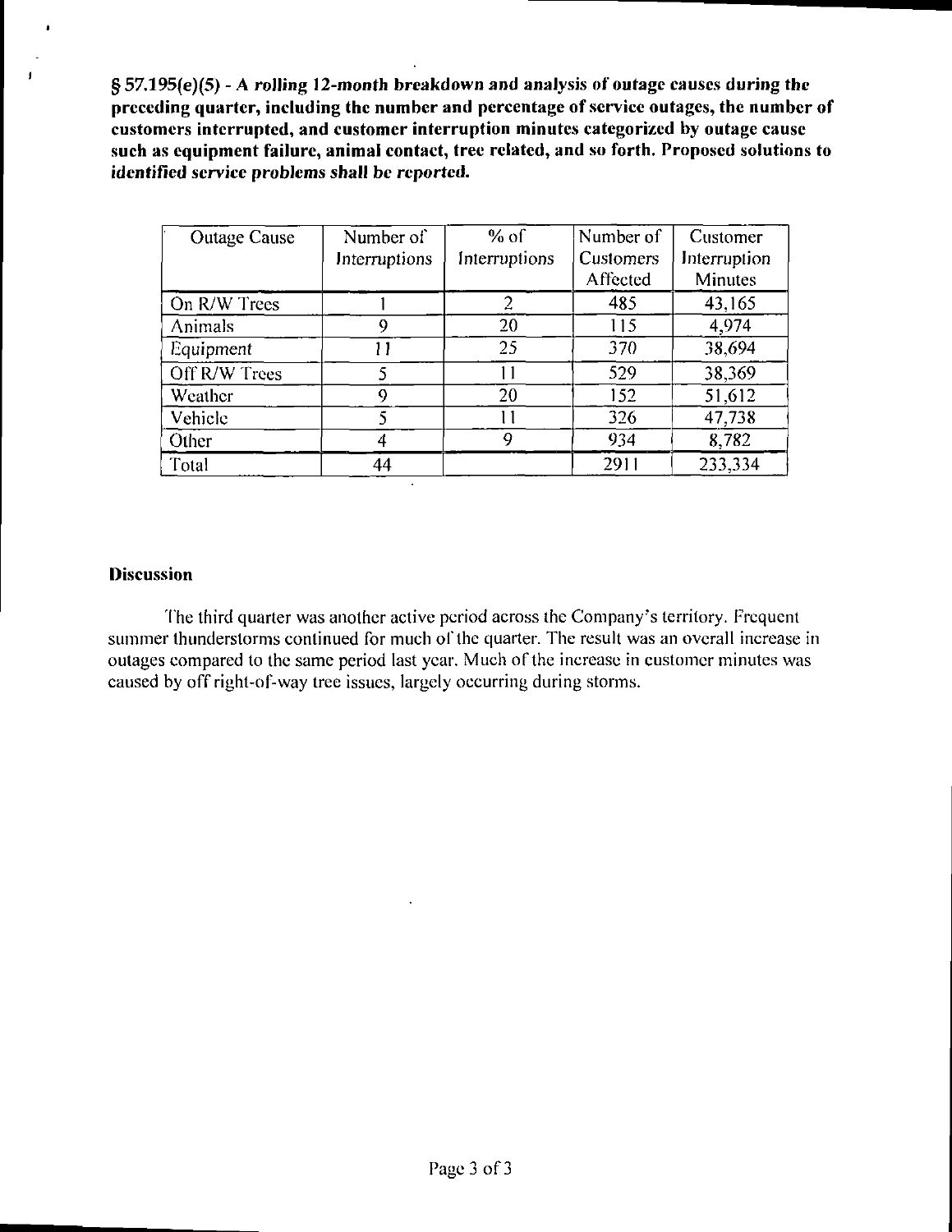**§ 57.195(e)(5) - *A rolling 12-month breakdown and analysis of outage causes during the preceding quarter, including the number and percentage of service outages, the number of customers interrupted, and customer interruption minutes categorized by outage cause such as equipment failure, animal contact, tree related, and so forth. Proposed solutions to identified service problems shall be reported.***

| Outage Cause | Number of Interruptions | % of Interruptions | Number of Customers Affected | Customer Interruption Minutes |
|---|---|---|---|---|
| On R/W Trees | 1 | 2 | 485 | 43,165 |
| Animals | 9 | 20 | 115 | 4,974 |
| Equipment | 11 | 25 | 370 | 38,694 |
| Off R/W Trees | 5 | 11 | 529 | 38,369 |
| Weather | 9 | 20 | 152 | 51,612 |
| Vehicle | 5 | 11 | 326 | 47,738 |
| Other | 4 | 9 | 934 | 8,782 |
| Total | 44 | | 2911 | 233,334 |

**Discussion**

The third quarter was another active period across the Company's territory. Frequent summer thunderstorms continued for much of the quarter. The result was an overall increase in outages compared to the same period last year. Much of the increase in customer minutes was caused by off right-of-way tree issues, largely occurring during storms.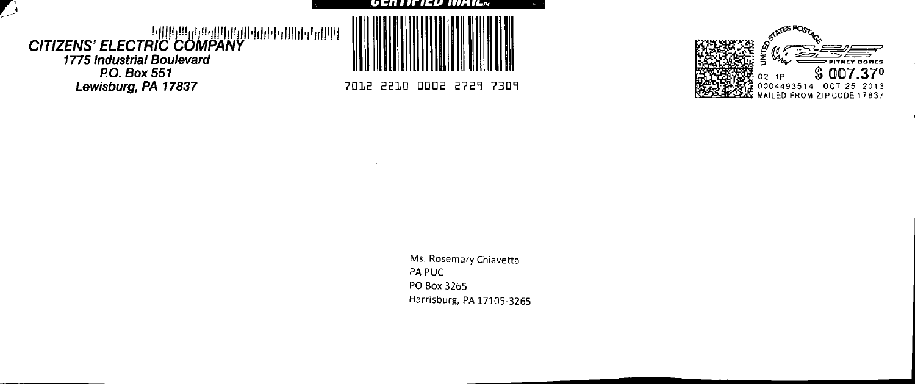CERTIFIED MAIL™

**_CITIZENS' ELECTRIC COMPANY_**
**_1775 Industrial Boulevard_**
**_P.O. Box 551_**
**_Lewisburg, PA 17837_**

7012 2210 0002 2729 7309

UNITED STATES POSTAGE
PITNEY BOWES
02 1P $ 007.37[0]
0004493514 OCT 25 2013
MAILED FROM ZIP CODE 17837

Ms. Rosemary Chiavetta
PA PUC
PO Box 3265
Harrisburg, PA 17105-3265